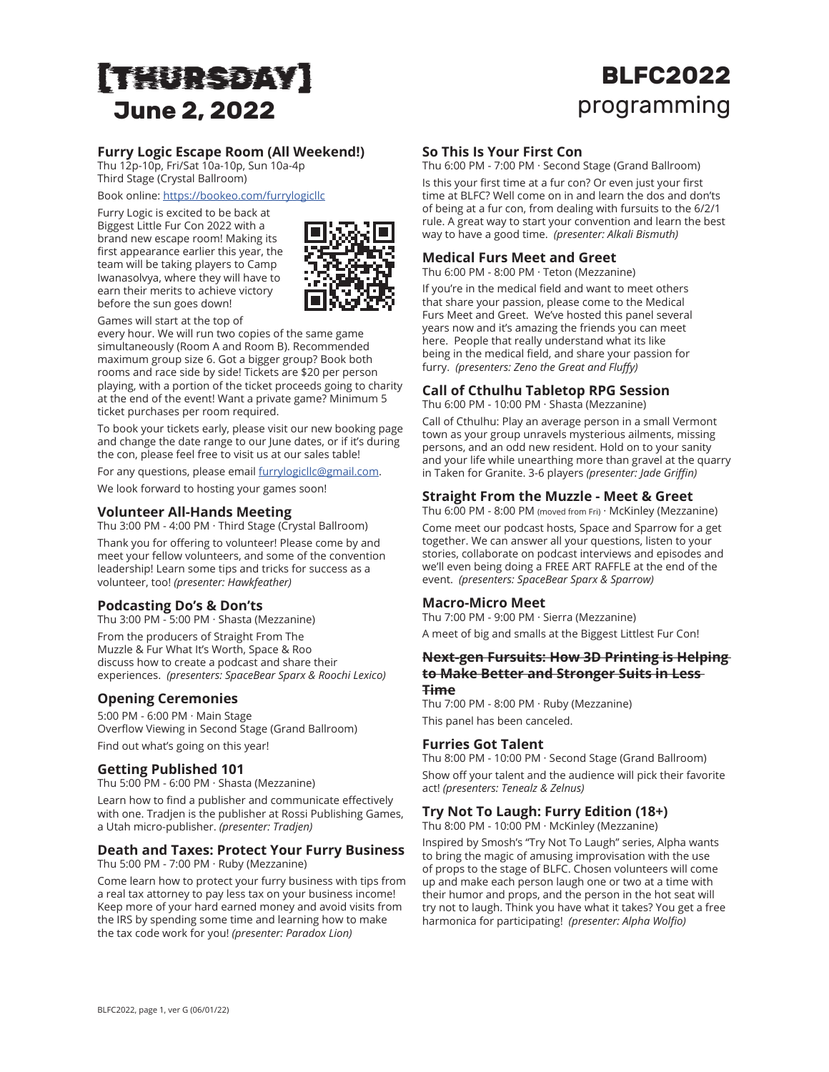# [THURSDAY] June 2, 2022

# BLFC2022 programming

### Furry Logic Escape Room (All Weekend!)

Thu 12p-10p, Fri/Sat 10a-10p, Sun 10a-4p
Third Stage (Crystal Ballroom)

Book online: https://bookeo.com/furrylogicllc

Furry Logic is excited to be back at Biggest Little Fur Con 2022 with a brand new escape room! Making its first appearance earlier this year, the team will be taking players to Camp Iwanasolvya, where they will have to earn their merits to achieve victory before the sun goes down!

Games will start at the top of every hour. We will run two copies of the same game simultaneously (Room A and Room B). Recommended maximum group size 6. Got a bigger group? Book both rooms and race side by side! Tickets are $20 per person playing, with a portion of the ticket proceeds going to charity at the end of the event! Want a private game? Minimum 5 ticket purchases per room required.

To book your tickets early, please visit our new booking page and change the date range to our June dates, or if it's during the con, please feel free to visit us at our sales table!

For any questions, please email furrylogicllc@gmail.com.

We look forward to hosting your games soon!

### Volunteer All-Hands Meeting

Thu 3:00 PM - 4:00 PM · Third Stage (Crystal Ballroom)

Thank you for offering to volunteer! Please come by and meet your fellow volunteers, and some of the convention leadership! Learn some tips and tricks for success as a volunteer, too! *(presenter: Hawkfeather)*

### Podcasting Do's & Don'ts

Thu 3:00 PM - 5:00 PM · Shasta (Mezzanine)

From the producers of Straight From The Muzzle & Fur What It's Worth, Space & Roo discuss how to create a podcast and share their experiences. *(presenters: SpaceBear Sparx & Roochi Lexico)*

### Opening Ceremonies

5:00 PM - 6:00 PM · Main Stage
Overflow Viewing in Second Stage (Grand Ballroom)

Find out what's going on this year!

### Getting Published 101

Thu 5:00 PM - 6:00 PM · Shasta (Mezzanine)

Learn how to find a publisher and communicate effectively with one. Tradjen is the publisher at Rossi Publishing Games, a Utah micro-publisher. *(presenter: Tradjen)*

### Death and Taxes: Protect Your Furry Business

Thu 5:00 PM - 7:00 PM · Ruby (Mezzanine)

Come learn how to protect your furry business with tips from a real tax attorney to pay less tax on your business income! Keep more of your hard earned money and avoid visits from the IRS by spending some time and learning how to make the tax code work for you! *(presenter: Paradox Lion)*

### So This Is Your First Con

Thu 6:00 PM - 7:00 PM · Second Stage (Grand Ballroom)

Is this your first time at a fur con? Or even just your first time at BLFC? Well come on in and learn the dos and don'ts of being at a fur con, from dealing with fursuits to the 6/2/1 rule. A great way to start your convention and learn the best way to have a good time. *(presenter: Alkali Bismuth)*

### Medical Furs Meet and Greet

Thu 6:00 PM - 8:00 PM · Teton (Mezzanine)

If you're in the medical field and want to meet others that share your passion, please come to the Medical Furs Meet and Greet. We've hosted this panel several years now and it's amazing the friends you can meet here. People that really understand what its like being in the medical field, and share your passion for furry. *(presenters: Zeno the Great and Fluffy)*

### Call of Cthulhu Tabletop RPG Session

Thu 6:00 PM - 10:00 PM · Shasta (Mezzanine)

Call of Cthulhu: Play an average person in a small Vermont town as your group unravels mysterious ailments, missing persons, and an odd new resident. Hold on to your sanity and your life while unearthing more than gravel at the quarry in Taken for Granite. 3-6 players *(presenter: Jade Griffin)*

### Straight From the Muzzle - Meet & Greet

Thu 6:00 PM - 8:00 PM (moved from Fri) · McKinley (Mezzanine)

Come meet our podcast hosts, Space and Sparrow for a get together. We can answer all your questions, listen to your stories, collaborate on podcast interviews and episodes and we'll even being doing a FREE ART RAFFLE at the end of the event. *(presenters: SpaceBear Sparx & Sparrow)*

### Macro-Micro Meet

Thu 7:00 PM - 9:00 PM · Sierra (Mezzanine)

A meet of big and smalls at the Biggest Littlest Fur Con!

### ~~Next-gen Fursuits: How 3D Printing is Helping to Make Better and Stronger Suits in Less Time~~

Thu 7:00 PM - 8:00 PM · Ruby (Mezzanine)

This panel has been canceled.

### Furries Got Talent

Thu 8:00 PM - 10:00 PM · Second Stage (Grand Ballroom)

Show off your talent and the audience will pick their favorite act! *(presenters: Tenealz & Zelnus)*

### Try Not To Laugh: Furry Edition (18+)

Thu 8:00 PM - 10:00 PM · McKinley (Mezzanine)

Inspired by Smosh's "Try Not To Laugh" series, Alpha wants to bring the magic of amusing improvisation with the use of props to the stage of BLFC. Chosen volunteers will come up and make each person laugh one or two at a time with their humor and props, and the person in the hot seat will try not to laugh. Think you have what it takes? You get a free harmonica for participating! *(presenter: Alpha Wolfio)*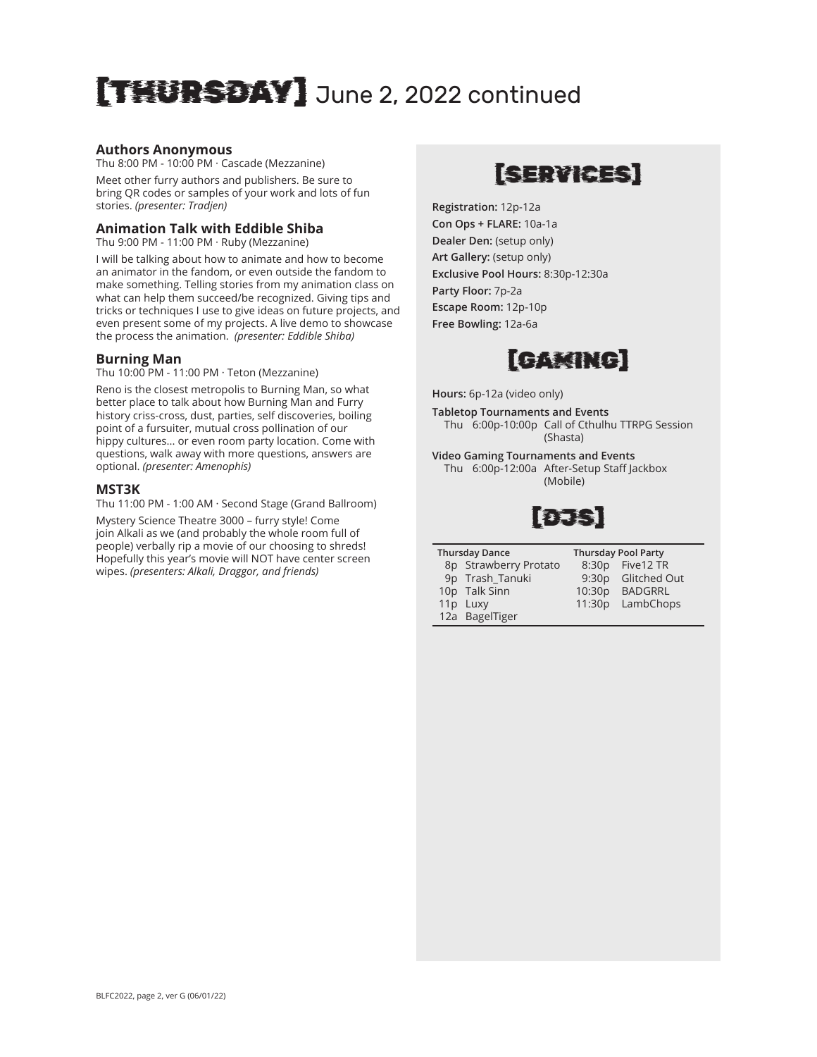# [THURSDAY] June 2, 2022 continued

### Authors Anonymous

Thu 8:00 PM - 10:00 PM · Cascade (Mezzanine)

Meet other furry authors and publishers. Be sure to bring QR codes or samples of your work and lots of fun stories. *(presenter: Tradjen)*

### Animation Talk with Eddible Shiba

Thu 9:00 PM - 11:00 PM · Ruby (Mezzanine)

I will be talking about how to animate and how to become an animator in the fandom, or even outside the fandom to make something. Telling stories from my animation class on what can help them succeed/be recognized. Giving tips and tricks or techniques I use to give ideas on future projects, and even present some of my projects. A live demo to showcase the process the animation. *(presenter: Eddible Shiba)*

### Burning Man

Thu 10:00 PM - 11:00 PM · Teton (Mezzanine)

Reno is the closest metropolis to Burning Man, so what better place to talk about how Burning Man and Furry history criss-cross, dust, parties, self discoveries, boiling point of a fursuiter, mutual cross pollination of our hippy cultures... or even room party location. Come with questions, walk away with more questions, answers are optional. *(presenter: Amenophis)*

### MST3K

Thu 11:00 PM - 1:00 AM · Second Stage (Grand Ballroom)

Mystery Science Theatre 3000 – furry style! Come join Alkali as we (and probably the whole room full of people) verbally rip a movie of our choosing to shreds! Hopefully this year's movie will NOT have center screen wipes. *(presenters: Alkali, Draggor, and friends)*

## [SERVICES]

**Registration:** 12p-12a
**Con Ops + FLARE:** 10a-1a
**Dealer Den:** (setup only)
**Art Gallery:** (setup only)
**Exclusive Pool Hours:** 8:30p-12:30a
**Party Floor:** 7p-2a
**Escape Room:** 12p-10p
**Free Bowling:** 12a-6a

## [GAMING]

**Hours:** 6p-12a (video only)

**Tabletop Tournaments and Events**
Thu 6:00p-10:00p Call of Cthulhu TTRPG Session (Shasta)

**Video Gaming Tournaments and Events**
Thu 6:00p-12:00a After-Setup Staff Jackbox (Mobile)

## [DJS]

| Thursday Dance | | Thursday Pool Party | |
|---|---|---|---|
| 8p | Strawberry Protato | 8:30p | Five12 TR |
| 9p | Trash_Tanuki | 9:30p | Glitched Out |
| 10p | Talk Sinn | 10:30p | BADGRRL |
| 11p | Luxy | 11:30p | LambChops |
| 12a | BagelTiger | | |

BLFC2022, page 2, ver G (06/01/22)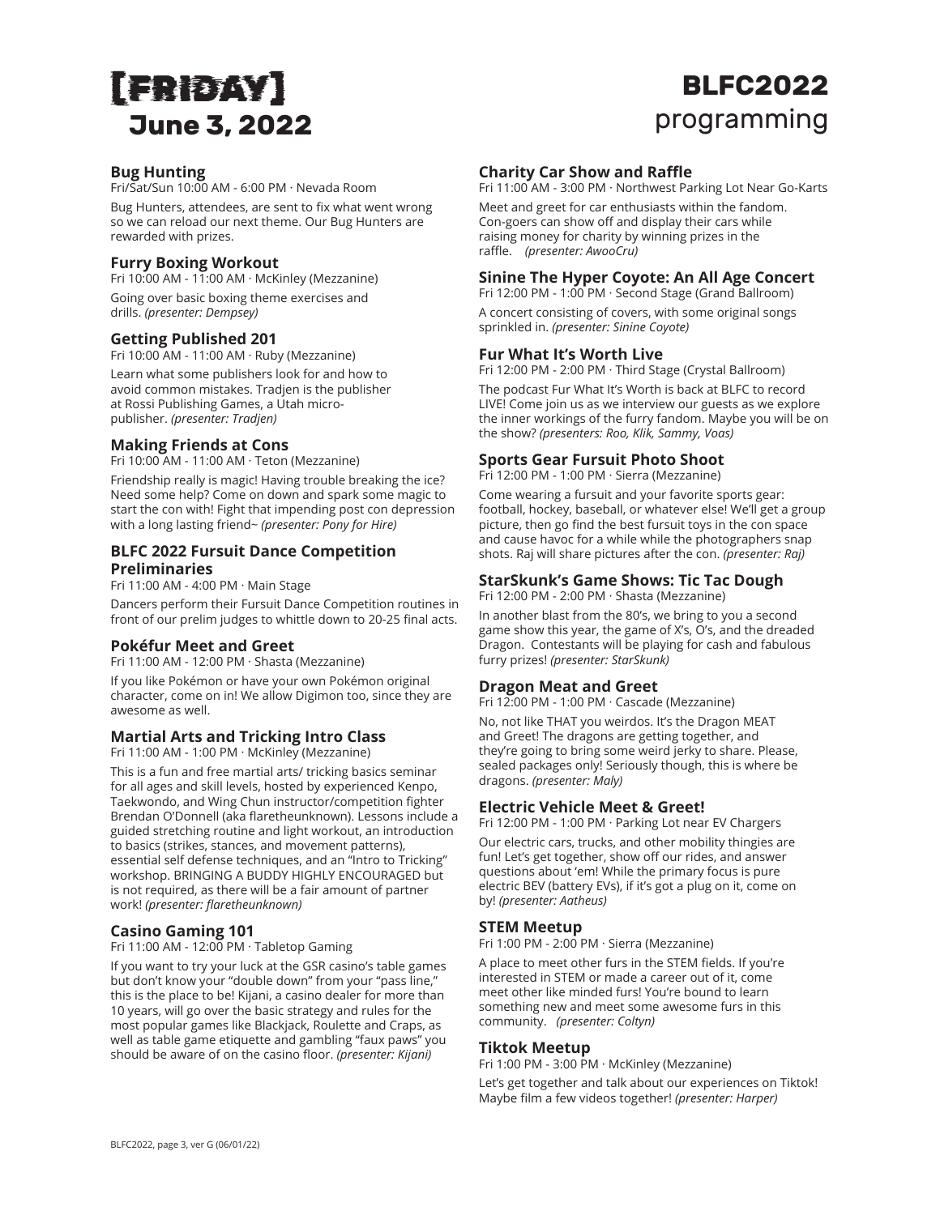# [FRIDAY] June 3, 2022

# BLFC2022 programming

### Bug Hunting

Fri/Sat/Sun 10:00 AM - 6:00 PM · Nevada Room

Bug Hunters, attendees, are sent to fix what went wrong so we can reload our next theme. Our Bug Hunters are rewarded with prizes.

### Furry Boxing Workout

Fri 10:00 AM - 11:00 AM · McKinley (Mezzanine)

Going over basic boxing theme exercises and drills. *(presenter: Dempsey)*

### Getting Published 201

Fri 10:00 AM - 11:00 AM · Ruby (Mezzanine)

Learn what some publishers look for and how to avoid common mistakes. Tradjen is the publisher at Rossi Publishing Games, a Utah micro-publisher. *(presenter: Tradjen)*

### Making Friends at Cons

Fri 10:00 AM - 11:00 AM · Teton (Mezzanine)

Friendship really is magic! Having trouble breaking the ice? Need some help? Come on down and spark some magic to start the con with! Fight that impending post con depression with a long lasting friend~ *(presenter: Pony for Hire)*

### BLFC 2022 Fursuit Dance Competition Preliminaries

Fri 11:00 AM - 4:00 PM · Main Stage

Dancers perform their Fursuit Dance Competition routines in front of our prelim judges to whittle down to 20-25 final acts.

### Pokéfur Meet and Greet

Fri 11:00 AM - 12:00 PM · Shasta (Mezzanine)

If you like Pokémon or have your own Pokémon original character, come on in! We allow Digimon too, since they are awesome as well.

### Martial Arts and Tricking Intro Class

Fri 11:00 AM - 1:00 PM · McKinley (Mezzanine)

This is a fun and free martial arts/ tricking basics seminar for all ages and skill levels, hosted by experienced Kenpo, Taekwondo, and Wing Chun instructor/competition fighter Brendan O'Donnell (aka flaretheunknown). Lessons include a guided stretching routine and light workout, an introduction to basics (strikes, stances, and movement patterns), essential self defense techniques, and an "Intro to Tricking" workshop. BRINGING A BUDDY HIGHLY ENCOURAGED but is not required, as there will be a fair amount of partner work! *(presenter: flaretheunknown)*

### Casino Gaming 101

Fri 11:00 AM - 12:00 PM · Tabletop Gaming

If you want to try your luck at the GSR casino's table games but don't know your "double down" from your "pass line," this is the place to be! Kijani, a casino dealer for more than 10 years, will go over the basic strategy and rules for the most popular games like Blackjack, Roulette and Craps, as well as table game etiquette and gambling "faux paws" you should be aware of on the casino floor. *(presenter: Kijani)*

### Charity Car Show and Raffle

Fri 11:00 AM - 3:00 PM · Northwest Parking Lot Near Go-Karts

Meet and greet for car enthusiasts within the fandom. Con-goers can show off and display their cars while raising money for charity by winning prizes in the raffle. *(presenter: AwooCru)*

### Sinine The Hyper Coyote: An All Age Concert

Fri 12:00 PM - 1:00 PM · Second Stage (Grand Ballroom)

A concert consisting of covers, with some original songs sprinkled in. *(presenter: Sinine Coyote)*

### Fur What It's Worth Live

Fri 12:00 PM - 2:00 PM · Third Stage (Crystal Ballroom)

The podcast Fur What It's Worth is back at BLFC to record LIVE! Come join us as we interview our guests as we explore the inner workings of the furry fandom. Maybe you will be on the show? *(presenters: Roo, Klik, Sammy, Voas)*

### Sports Gear Fursuit Photo Shoot

Fri 12:00 PM - 1:00 PM · Sierra (Mezzanine)

Come wearing a fursuit and your favorite sports gear: football, hockey, baseball, or whatever else! We'll get a group picture, then go find the best fursuit toys in the con space and cause havoc for a while while the photographers snap shots. Raj will share pictures after the con. *(presenter: Raj)*

### StarSkunk's Game Shows: Tic Tac Dough

Fri 12:00 PM - 2:00 PM · Shasta (Mezzanine)

In another blast from the 80's, we bring to you a second game show this year, the game of X's, O's, and the dreaded Dragon. Contestants will be playing for cash and fabulous furry prizes! *(presenter: StarSkunk)*

### Dragon Meat and Greet

Fri 12:00 PM - 1:00 PM · Cascade (Mezzanine)

No, not like THAT you weirdos. It's the Dragon MEAT and Greet! The dragons are getting together, and they're going to bring some weird jerky to share. Please, sealed packages only! Seriously though, this is where be dragons. *(presenter: Maly)*

### Electric Vehicle Meet & Greet!

Fri 12:00 PM - 1:00 PM · Parking Lot near EV Chargers

Our electric cars, trucks, and other mobility thingies are fun! Let's get together, show off our rides, and answer questions about 'em! While the primary focus is pure electric BEV (battery EVs), if it's got a plug on it, come on by! *(presenter: Aatheus)*

### STEM Meetup

Fri 1:00 PM - 2:00 PM · Sierra (Mezzanine)

A place to meet other furs in the STEM fields. If you're interested in STEM or made a career out of it, come meet other like minded furs! You're bound to learn something new and meet some awesome furs in this community. *(presenter: Coltyn)*

### Tiktok Meetup

Fri 1:00 PM - 3:00 PM · McKinley (Mezzanine)

Let's get together and talk about our experiences on Tiktok! Maybe film a few videos together! *(presenter: Harper)*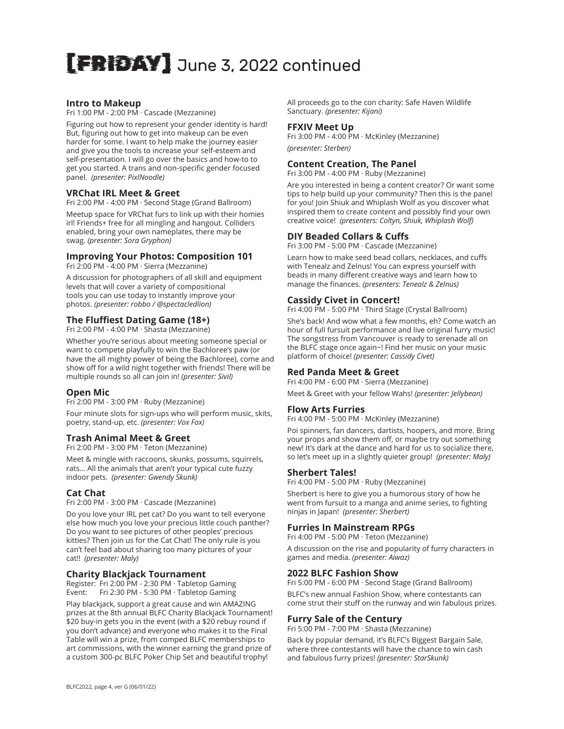# [FRIDAY] June 3, 2022 continued

### Intro to Makeup

Fri 1:00 PM - 2:00 PM · Cascade (Mezzanine)

Figuring out how to represent your gender identity is hard! But, figuring out how to get into makeup can be even harder for some. I want to help make the journey easier and give you the tools to increase your self-esteem and self-presentation. I will go over the basics and how-to to get you started. A trans and non-specific gender focused panel. *(presenter: PixlNoodle)*

### VRChat IRL Meet & Greet

Fri 2:00 PM - 4:00 PM · Second Stage (Grand Ballroom)

Meetup space for VRChat furs to link up with their homies irl! Friends+ free for all mingling and hangout. Colliders enabled, bring your own nameplates, there may be swag. *(presenter: Sora Gryphon)*

### Improving Your Photos: Composition 101

Fri 2:00 PM - 4:00 PM · Sierra (Mezzanine)

A discussion for photographers of all skill and equipment levels that will cover a variety of compositional tools you can use today to instantly improve your photos. *(presenter: robbo / @spectacledlion)*

### The Fluffiest Dating Game (18+)

Fri 2:00 PM - 4:00 PM · Shasta (Mezzanine)

Whether you're serious about meeting someone special or want to compete playfully to win the Bachloree's paw (or have the all mighty power of being the Bachloree), come and show off for a wild night together with friends! There will be multiple rounds so all can join in! *(presenter: Sivil)*

### Open Mic

Fri 2:00 PM - 3:00 PM · Ruby (Mezzanine)

Four minute slots for sign-ups who will perform music, skits, poetry, stand-up, etc. *(presenter: Vox Fox)*

### Trash Animal Meet & Greet

Fri 2:00 PM - 3:00 PM · Teton (Mezzanine)

Meet & mingle with raccoons, skunks, possums, squirrels, rats... All the animals that aren't your typical cute fuzzy indoor pets. *(presenter: Gwendy Skunk)*

### Cat Chat

Fri 2:00 PM - 3:00 PM · Cascade (Mezzanine)

Do you love your IRL pet cat? Do you want to tell everyone else how much you love your precious little couch panther? Do you want to see pictures of other peoples' precious kitties? Then join us for the Cat Chat! The only rule is you can't feel bad about sharing too many pictures of your cat!! *(presenter: Maly)*

### Charity Blackjack Tournament

Register: Fri 2:00 PM - 2:30 PM · Tabletop Gaming
Event: Fri 2:30 PM - 5:30 PM · Tabletop Gaming

Play blackjack, support a great cause and win AMAZING prizes at the 8th annual BLFC Charity Blackjack Tournament! $20 buy-in gets you in the event (with a $20 rebuy round if you don't advance) and everyone who makes it to the Final Table will win a prize, from comped BLFC memberships to art commissions, with the winner earning the grand prize of a custom 300-pc BLFC Poker Chip Set and beautiful trophy! All proceeds go to the con charity: Safe Haven Wildlife Sanctuary. *(presenter: Kijani)*

### FFXIV Meet Up

Fri 3:00 PM - 4:00 PM · McKinley (Mezzanine)

*(presenter: Sterben)*

### Content Creation, The Panel

Fri 3:00 PM - 4:00 PM · Ruby (Mezzanine)

Are you interested in being a content creator? Or want some tips to help build up your community? Then this is the panel for you! Join Shiuk and Whiplash Wolf as you discover what inspired them to create content and possibly find your own creative voice! *(presenters: Coltyn, Shiuk, Whiplash Wolf)*

### DIY Beaded Collars & Cuffs

Fri 3:00 PM - 5:00 PM · Cascade (Mezzanine)

Learn how to make seed bead collars, necklaces, and cuffs with Tenealz and Zelnus! You can express yourself with beads in many different creative ways and learn how to manage the finances. *(presenters: Tenealz & Zelnus)*

### Cassidy Civet in Concert!

Fri 4:00 PM - 5:00 PM · Third Stage (Crystal Ballroom)

She's back! And wow what a few months, eh? Come watch an hour of full fursuit performance and live original furry music! The songstress from Vancouver is ready to serenade all on the BLFC stage once again~! Find her music on your music platform of choice! *(presenter: Cassidy Civet)*

### Red Panda Meet & Greet

Fri 4:00 PM - 6:00 PM · Sierra (Mezzanine)

Meet & Greet with your fellow Wahs! *(presenter: Jellybean)*

### Flow Arts Furries

Fri 4:00 PM - 5:00 PM · McKinley (Mezzanine)

Poi spinners, fan dancers, dartists, hoopers, and more. Bring your props and show them off, or maybe try out something new! It's dark at the dance and hard for us to socialize there, so let's meet up in a slightly quieter group! *(presenter: Maly)*

### Sherbert Tales!

Fri 4:00 PM - 5:00 PM · Ruby (Mezzanine)

Sherbert is here to give you a humorous story of how he went from fursuit to a manga and anime series, to fighting ninjas in Japan! *(presenter: Sherbert)*

### Furries In Mainstream RPGs

Fri 4:00 PM - 5:00 PM · Teton (Mezzanine)

A discussion on the rise and popularity of furry characters in games and media. *(presenter: Aiwaz)*

### 2022 BLFC Fashion Show

Fri 5:00 PM - 6:00 PM · Second Stage (Grand Ballroom)

BLFC's new annual Fashion Show, where contestants can come strut their stuff on the runway and win fabulous prizes.

### Furry Sale of the Century

Fri 5:00 PM - 7:00 PM · Shasta (Mezzanine)

Back by popular demand, it's BLFC's Biggest Bargain Sale, where three contestants will have the chance to win cash and fabulous furry prizes! *(presenter: StarSkunk)*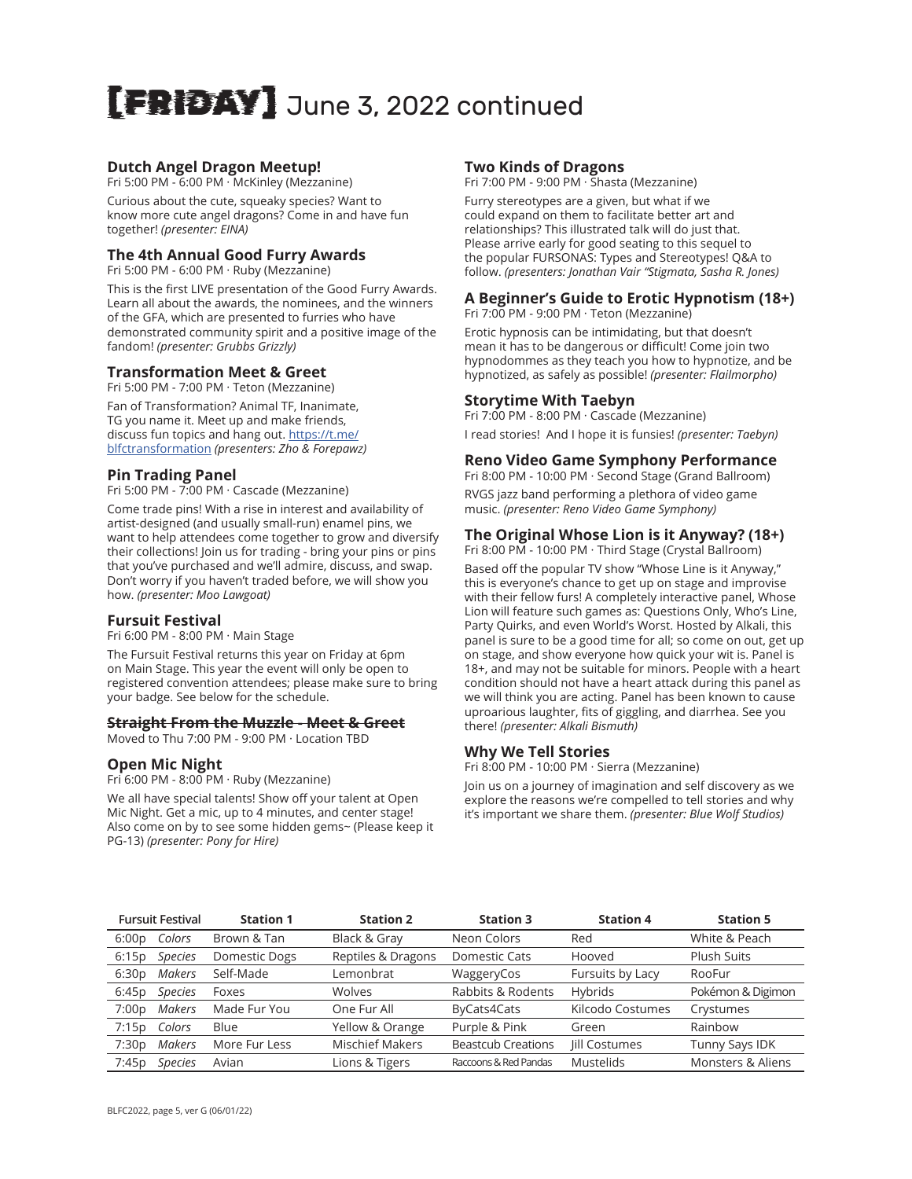# [FRIDAY] June 3, 2022 continued

### Dutch Angel Dragon Meetup!

Fri 5:00 PM - 6:00 PM · McKinley (Mezzanine)

Curious about the cute, squeaky species? Want to know more cute angel dragons? Come in and have fun together! *(presenter: EINA)*

### The 4th Annual Good Furry Awards

Fri 5:00 PM - 6:00 PM · Ruby (Mezzanine)

This is the first LIVE presentation of the Good Furry Awards. Learn all about the awards, the nominees, and the winners of the GFA, which are presented to furries who have demonstrated community spirit and a positive image of the fandom! *(presenter: Grubbs Grizzly)*

### Transformation Meet & Greet

Fri 5:00 PM - 7:00 PM · Teton (Mezzanine)

Fan of Transformation? Animal TF, Inanimate, TG you name it. Meet up and make friends, discuss fun topics and hang out. https://t.me/blfctransformation *(presenters: Zho & Forepawz)*

### Pin Trading Panel

Fri 5:00 PM - 7:00 PM · Cascade (Mezzanine)

Come trade pins! With a rise in interest and availability of artist-designed (and usually small-run) enamel pins, we want to help attendees come together to grow and diversify their collections! Join us for trading - bring your pins or pins that you've purchased and we'll admire, discuss, and swap. Don't worry if you haven't traded before, we will show you how. *(presenter: Moo Lawgoat)*

### Fursuit Festival

Fri 6:00 PM - 8:00 PM · Main Stage

The Fursuit Festival returns this year on Friday at 6pm on Main Stage. This year the event will only be open to registered convention attendees; please make sure to bring your badge. See below for the schedule.

### ~~Straight From the Muzzle - Meet & Greet~~

Moved to Thu 7:00 PM - 9:00 PM · Location TBD

### Open Mic Night

Fri 6:00 PM - 8:00 PM · Ruby (Mezzanine)

We all have special talents! Show off your talent at Open Mic Night. Get a mic, up to 4 minutes, and center stage! Also come on by to see some hidden gems~ (Please keep it PG-13) *(presenter: Pony for Hire)*

### Two Kinds of Dragons

Fri 7:00 PM - 9:00 PM · Shasta (Mezzanine)

Furry stereotypes are a given, but what if we could expand on them to facilitate better art and relationships? This illustrated talk will do just that. Please arrive early for good seating to this sequel to the popular FURSONAS: Types and Stereotypes! Q&A to follow. *(presenters: Jonathan Vair "Stigmata, Sasha R. Jones)*

### A Beginner's Guide to Erotic Hypnotism (18+)

Fri 7:00 PM - 9:00 PM · Teton (Mezzanine)

Erotic hypnosis can be intimidating, but that doesn't mean it has to be dangerous or difficult! Come join two hypnodommes as they teach you how to hypnotize, and be hypnotized, as safely as possible! *(presenter: Flailmorpho)*

### Storytime With Taebyn

Fri 7:00 PM - 8:00 PM · Cascade (Mezzanine)

I read stories! And I hope it is funsies! *(presenter: Taebyn)*

### Reno Video Game Symphony Performance

Fri 8:00 PM - 10:00 PM · Second Stage (Grand Ballroom)

RVGS jazz band performing a plethora of video game music. *(presenter: Reno Video Game Symphony)*

### The Original Whose Lion is it Anyway? (18+)

Fri 8:00 PM - 10:00 PM · Third Stage (Crystal Ballroom)

Based off the popular TV show "Whose Line is it Anyway," this is everyone's chance to get up on stage and improvise with their fellow furs! A completely interactive panel, Whose Lion will feature such games as: Questions Only, Who's Line, Party Quirks, and even World's Worst. Hosted by Alkali, this panel is sure to be a good time for all; so come on out, get up on stage, and show everyone how quick your wit is. Panel is 18+, and may not be suitable for minors. People with a heart condition should not have a heart attack during this panel as we will think you are acting. Panel has been known to cause uproarious laughter, fits of giggling, and diarrhea. See you there! *(presenter: Alkali Bismuth)*

### Why We Tell Stories

Fri 8:00 PM - 10:00 PM · Sierra (Mezzanine)

Join us on a journey of imagination and self discovery as we explore the reasons we're compelled to tell stories and why it's important we share them. *(presenter: Blue Wolf Studios)*

| Fursuit Festival | | Station 1 | Station 2 | Station 3 | Station 4 | Station 5 |
|---|---|---|---|---|---|---|
| 6:00p | *Colors* | Brown & Tan | Black & Gray | Neon Colors | Red | White & Peach |
| 6:15p | *Species* | Domestic Dogs | Reptiles & Dragons | Domestic Cats | Hooved | Plush Suits |
| 6:30p | *Makers* | Self-Made | Lemonbrat | WaggeryCos | Fursuits by Lacy | RooFur |
| 6:45p | *Species* | Foxes | Wolves | Rabbits & Rodents | Hybrids | Pokémon & Digimon |
| 7:00p | *Makers* | Made Fur You | One Fur All | ByCats4Cats | Kilcodo Costumes | Crystumes |
| 7:15p | *Colors* | Blue | Yellow & Orange | Purple & Pink | Green | Rainbow |
| 7:30p | *Makers* | More Fur Less | Mischief Makers | Beastcub Creations | Jill Costumes | Tunny Says IDK |
| 7:45p | *Species* | Avian | Lions & Tigers | Raccoons & Red Pandas | Mustelids | Monsters & Aliens |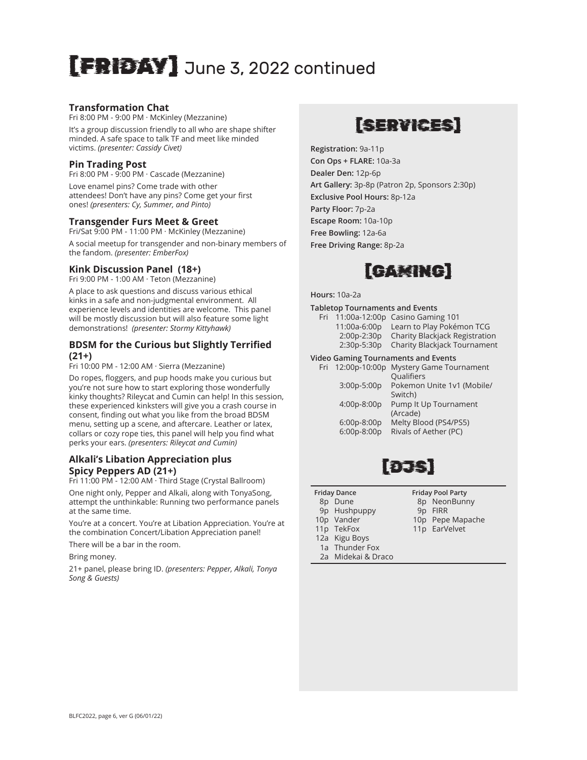# [FRIDAY] June 3, 2022 continued

### Transformation Chat

Fri 8:00 PM - 9:00 PM · McKinley (Mezzanine)

It's a group discussion friendly to all who are shape shifter minded. A safe space to talk TF and meet like minded victims. *(presenter: Cassidy Civet)*

### Pin Trading Post

Fri 8:00 PM - 9:00 PM · Cascade (Mezzanine)

Love enamel pins? Come trade with other attendees! Don't have any pins? Come get your first ones! *(presenters: Cy, Summer, and Pinto)*

### Transgender Furs Meet & Greet

Fri/Sat 9:00 PM - 11:00 PM · McKinley (Mezzanine)

A social meetup for transgender and non-binary members of the fandom. *(presenter: EmberFox)*

### Kink Discussion Panel (18+)

Fri 9:00 PM - 1:00 AM · Teton (Mezzanine)

A place to ask questions and discuss various ethical kinks in a safe and non-judgmental environment. All experience levels and identities are welcome. This panel will be mostly discussion but will also feature some light demonstrations! *(presenter: Stormy Kittyhawk)*

### BDSM for the Curious but Slightly Terrified (21+)

Fri 10:00 PM - 12:00 AM · Sierra (Mezzanine)

Do ropes, floggers, and pup hoods make you curious but you're not sure how to start exploring those wonderfully kinky thoughts? Rileycat and Cumin can help! In this session, these experienced kinksters will give you a crash course in consent, finding out what you like from the broad BDSM menu, setting up a scene, and aftercare. Leather or latex, collars or cozy rope ties, this panel will help you find what perks your ears. *(presenters: Rileycat and Cumin)*

### Alkali's Libation Appreciation plus Spicy Peppers AD (21+)

Fri 11:00 PM - 12:00 AM · Third Stage (Crystal Ballroom)

One night only, Pepper and Alkali, along with TonyaSong, attempt the unthinkable: Running two performance panels at the same time.

You're at a concert. You're at Libation Appreciation. You're at the combination Concert/Libation Appreciation panel!

There will be a bar in the room.

Bring money.

21+ panel, please bring ID. *(presenters: Pepper, Alkali, Tonya Song & Guests)*

## [SERVICES]

**Registration:** 9a-11p
**Con Ops + FLARE:** 10a-3a
**Dealer Den:** 12p-6p
**Art Gallery:** 3p-8p (Patron 2p, Sponsors 2:30p)
**Exclusive Pool Hours:** 8p-12a
**Party Floor:** 7p-2a
**Escape Room:** 10a-10p
**Free Bowling:** 12a-6a
**Free Driving Range:** 8p-2a

## [GAMING]

**Hours:** 10a-2a

**Tabletop Tournaments and Events**

| | | |
|---|---|---|
| Fri | 11:00a-12:00p | Casino Gaming 101 |
| | 11:00a-6:00p | Learn to Play Pokémon TCG |
| | 2:00p-2:30p | Charity Blackjack Registration |
| | 2:30p-5:30p | Charity Blackjack Tournament |

**Video Gaming Tournaments and Events**

| | | |
|---|---|---|
| Fri | 12:00p-10:00p | Mystery Game Tournament Qualifiers |
| | 3:00p-5:00p | Pokemon Unite 1v1 (Mobile/Switch) |
| | 4:00p-8:00p | Pump It Up Tournament (Arcade) |
| | 6:00p-8:00p | Melty Blood (PS4/PS5) |
| | 6:00p-8:00p | Rivals of Aether (PC) |

## [DJS]

**Friday Dance**
- 8p Dune
- 9p Hushpuppy
- 10p Vander
- 11p TekFox
- 12a Kigu Boys
- 1a Thunder Fox
- 2a Midekai & Draco

**Friday Pool Party**
- 8p NeonBunny
- 9p FIRR
- 10p Pepe Mapache
- 11p EarVelvet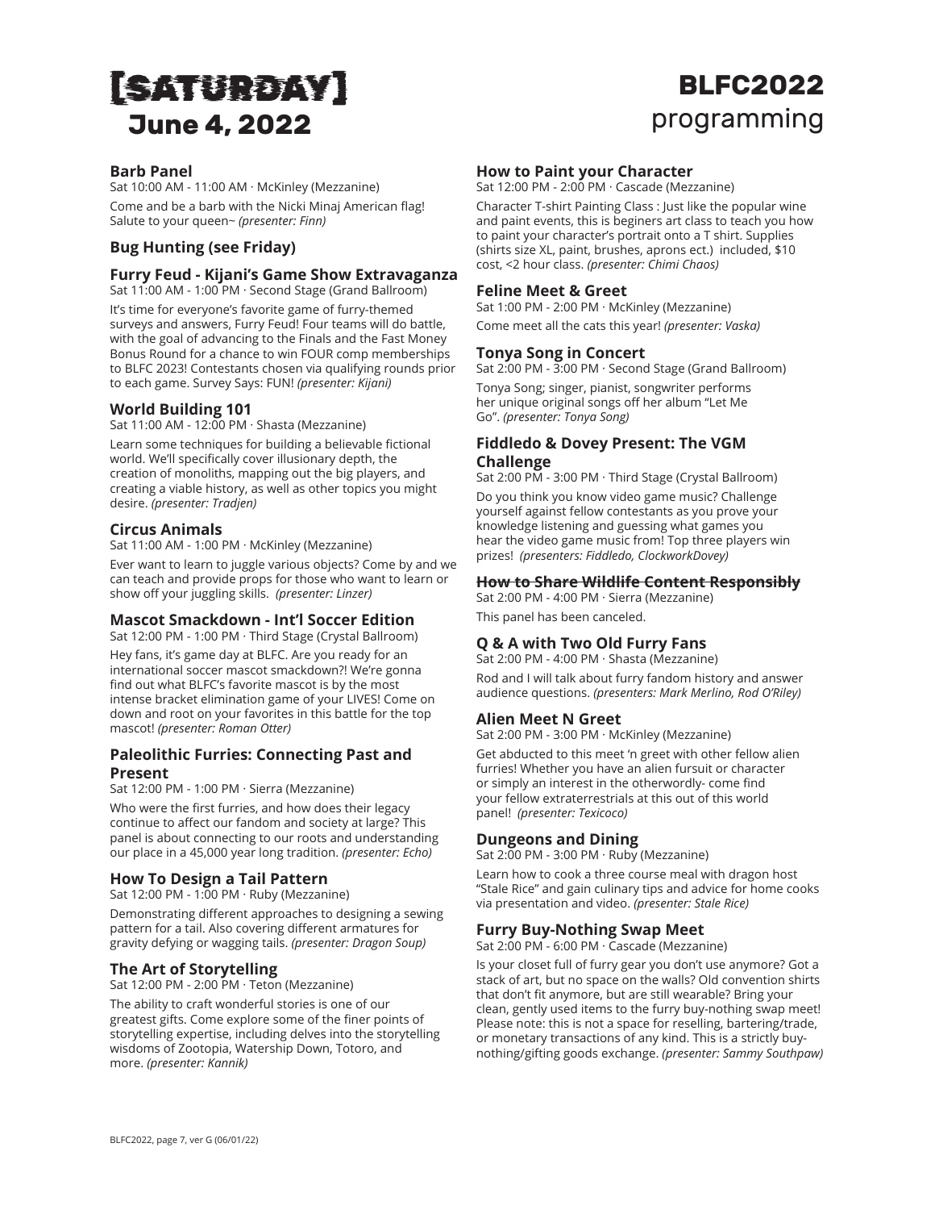# [SATURDAY] June 4, 2022

# BLFC2022 programming

### Barb Panel

Sat 10:00 AM - 11:00 AM · McKinley (Mezzanine)

Come and be a barb with the Nicki Minaj American flag! Salute to your queen~ *(presenter: Finn)*

### Bug Hunting (see Friday)

### Furry Feud - Kijani's Game Show Extravaganza

Sat 11:00 AM - 1:00 PM · Second Stage (Grand Ballroom)

It's time for everyone's favorite game of furry-themed surveys and answers, Furry Feud! Four teams will do battle, with the goal of advancing to the Finals and the Fast Money Bonus Round for a chance to win FOUR comp memberships to BLFC 2023! Contestants chosen via qualifying rounds prior to each game. Survey Says: FUN! *(presenter: Kijani)*

### World Building 101

Sat 11:00 AM - 12:00 PM · Shasta (Mezzanine)

Learn some techniques for building a believable fictional world. We'll specifically cover illusionary depth, the creation of monoliths, mapping out the big players, and creating a viable history, as well as other topics you might desire. *(presenter: Tradjen)*

### Circus Animals

Sat 11:00 AM - 1:00 PM · McKinley (Mezzanine)

Ever want to learn to juggle various objects? Come by and we can teach and provide props for those who want to learn or show off your juggling skills. *(presenter: Linzer)*

### Mascot Smackdown - Int'l Soccer Edition

Sat 12:00 PM - 1:00 PM · Third Stage (Crystal Ballroom)

Hey fans, it's game day at BLFC. Are you ready for an international soccer mascot smackdown?! We're gonna find out what BLFC's favorite mascot is by the most intense bracket elimination game of your LIVES! Come on down and root on your favorites in this battle for the top mascot! *(presenter: Roman Otter)*

### Paleolithic Furries: Connecting Past and Present

Sat 12:00 PM - 1:00 PM · Sierra (Mezzanine)

Who were the first furries, and how does their legacy continue to affect our fandom and society at large? This panel is about connecting to our roots and understanding our place in a 45,000 year long tradition. *(presenter: Echo)*

### How To Design a Tail Pattern

Sat 12:00 PM - 1:00 PM · Ruby (Mezzanine)

Demonstrating different approaches to designing a sewing pattern for a tail. Also covering different armatures for gravity defying or wagging tails. *(presenter: Dragon Soup)*

### The Art of Storytelling

Sat 12:00 PM - 2:00 PM · Teton (Mezzanine)

The ability to craft wonderful stories is one of our greatest gifts. Come explore some of the finer points of storytelling expertise, including delves into the storytelling wisdoms of Zootopia, Watership Down, Totoro, and more. *(presenter: Kannik)*

### How to Paint your Character

Sat 12:00 PM - 2:00 PM · Cascade (Mezzanine)

Character T-shirt Painting Class : Just like the popular wine and paint events, this is beginers art class to teach you how to paint your character's portrait onto a T shirt. Supplies (shirts size XL, paint, brushes, aprons ect.) included, $10 cost, <2 hour class. *(presenter: Chimi Chaos)*

### Feline Meet & Greet

Sat 1:00 PM - 2:00 PM · McKinley (Mezzanine)

Come meet all the cats this year! *(presenter: Vaska)*

### Tonya Song in Concert

Sat 2:00 PM - 3:00 PM · Second Stage (Grand Ballroom)

Tonya Song; singer, pianist, songwriter performs her unique original songs off her album "Let Me Go". *(presenter: Tonya Song)*

### Fiddledo & Dovey Present: The VGM Challenge

Sat 2:00 PM - 3:00 PM · Third Stage (Crystal Ballroom)

Do you think you know video game music? Challenge yourself against fellow contestants as you prove your knowledge listening and guessing what games you hear the video game music from! Top three players win prizes! *(presenters: Fiddledo, ClockworkDovey)*

### ~~How to Share Wildlife Content Responsibly~~

Sat 2:00 PM - 4:00 PM · Sierra (Mezzanine)

This panel has been canceled.

### Q & A with Two Old Furry Fans

Sat 2:00 PM - 4:00 PM · Shasta (Mezzanine)

Rod and I will talk about furry fandom history and answer audience questions. *(presenters: Mark Merlino, Rod O'Riley)*

### Alien Meet N Greet

Sat 2:00 PM - 3:00 PM · McKinley (Mezzanine)

Get abducted to this meet 'n greet with other fellow alien furries! Whether you have an alien fursuit or character or simply an interest in the otherwordly- come find your fellow extraterrestrials at this out of this world panel! *(presenter: Texicoco)*

### Dungeons and Dining

Sat 2:00 PM - 3:00 PM · Ruby (Mezzanine)

Learn how to cook a three course meal with dragon host "Stale Rice" and gain culinary tips and advice for home cooks via presentation and video. *(presenter: Stale Rice)*

### Furry Buy-Nothing Swap Meet

Sat 2:00 PM - 6:00 PM · Cascade (Mezzanine)

Is your closet full of furry gear you don't use anymore? Got a stack of art, but no space on the walls? Old convention shirts that don't fit anymore, but are still wearable? Bring your clean, gently used items to the furry buy-nothing swap meet! Please note: this is not a space for reselling, bartering/trade, or monetary transactions of any kind. This is a strictly buy-nothing/gifting goods exchange. *(presenter: Sammy Southpaw)*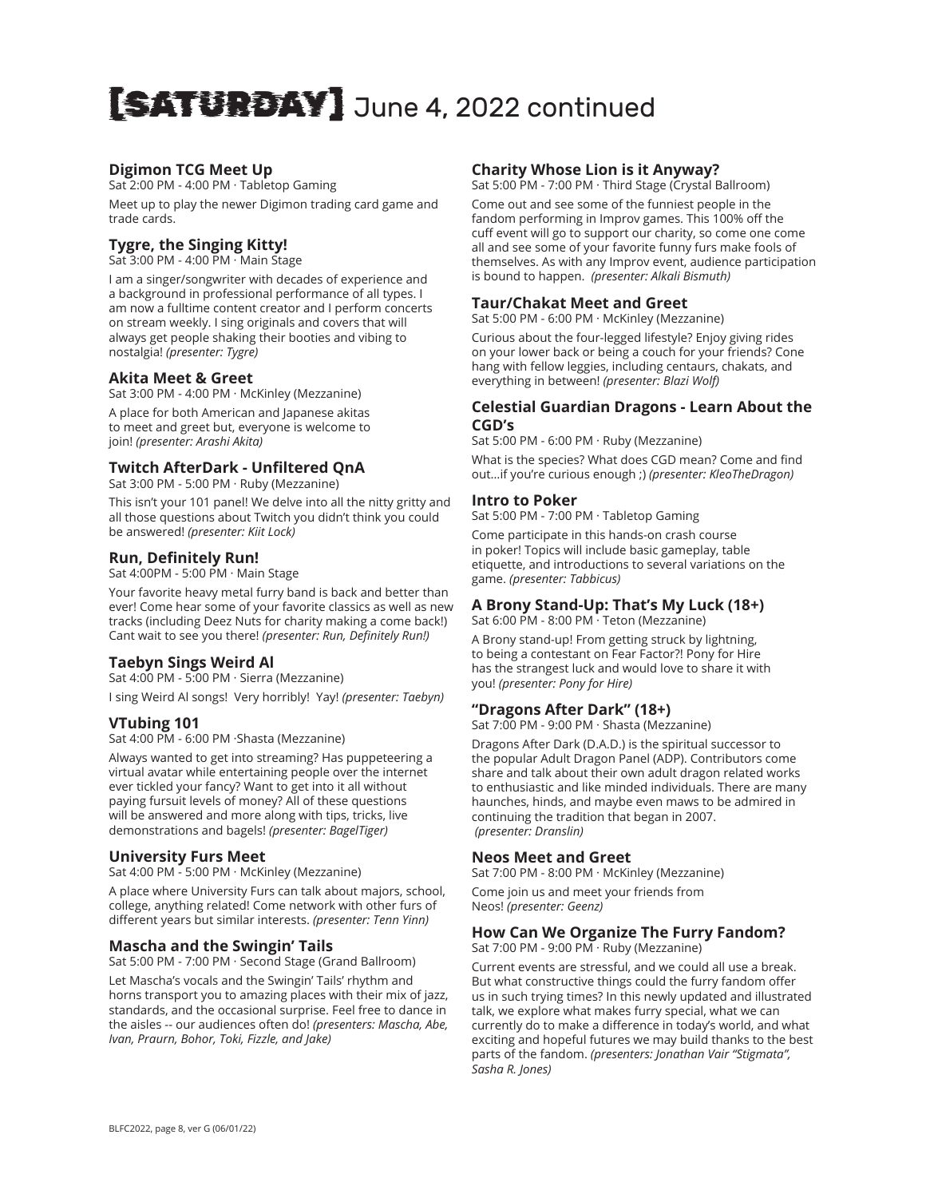# [SATURDAY] June 4, 2022 continued

### Digimon TCG Meet Up

Sat 2:00 PM - 4:00 PM · Tabletop Gaming

Meet up to play the newer Digimon trading card game and trade cards.

### Tygre, the Singing Kitty!

Sat 3:00 PM - 4:00 PM · Main Stage

I am a singer/songwriter with decades of experience and a background in professional performance of all types. I am now a fulltime content creator and I perform concerts on stream weekly. I sing originals and covers that will always get people shaking their booties and vibing to nostalgia! *(presenter: Tygre)*

### Akita Meet & Greet

Sat 3:00 PM - 4:00 PM · McKinley (Mezzanine)

A place for both American and Japanese akitas to meet and greet but, everyone is welcome to join! *(presenter: Arashi Akita)*

### Twitch AfterDark - Unfiltered QnA

Sat 3:00 PM - 5:00 PM · Ruby (Mezzanine)

This isn't your 101 panel! We delve into all the nitty gritty and all those questions about Twitch you didn't think you could be answered! *(presenter: Kiit Lock)*

### Run, Definitely Run!

Sat 4:00PM - 5:00 PM · Main Stage

Your favorite heavy metal furry band is back and better than ever! Come hear some of your favorite classics as well as new tracks (including Deez Nuts for charity making a come back!) Cant wait to see you there! *(presenter: Run, Definitely Run!)*

### Taebyn Sings Weird Al

Sat 4:00 PM - 5:00 PM · Sierra (Mezzanine)

I sing Weird Al songs! Very horribly! Yay! *(presenter: Taebyn)*

### VTubing 101

Sat 4:00 PM - 6:00 PM ·Shasta (Mezzanine)

Always wanted to get into streaming? Has puppeteering a virtual avatar while entertaining people over the internet ever tickled your fancy? Want to get into it all without paying fursuit levels of money? All of these questions will be answered and more along with tips, tricks, live demonstrations and bagels! *(presenter: BagelTiger)*

### University Furs Meet

Sat 4:00 PM - 5:00 PM · McKinley (Mezzanine)

A place where University Furs can talk about majors, school, college, anything related! Come network with other furs of different years but similar interests. *(presenter: Tenn Yinn)*

### Mascha and the Swingin' Tails

Sat 5:00 PM - 7:00 PM · Second Stage (Grand Ballroom)

Let Mascha's vocals and the Swingin' Tails' rhythm and horns transport you to amazing places with their mix of jazz, standards, and the occasional surprise. Feel free to dance in the aisles -- our audiences often do! *(presenters: Mascha, Abe, Ivan, Praurn, Bohor, Toki, Fizzle, and Jake)*

### Charity Whose Lion is it Anyway?

Sat 5:00 PM - 7:00 PM · Third Stage (Crystal Ballroom)

Come out and see some of the funniest people in the fandom performing in Improv games. This 100% off the cuff event will go to support our charity, so come one come all and see some of your favorite funny furs make fools of themselves. As with any Improv event, audience participation is bound to happen. *(presenter: Alkali Bismuth)*

### Taur/Chakat Meet and Greet

Sat 5:00 PM - 6:00 PM · McKinley (Mezzanine)

Curious about the four-legged lifestyle? Enjoy giving rides on your lower back or being a couch for your friends? Cone hang with fellow leggies, including centaurs, chakats, and everything in between! *(presenter: Blazi Wolf)*

### Celestial Guardian Dragons - Learn About the CGD's

Sat 5:00 PM - 6:00 PM · Ruby (Mezzanine)

What is the species? What does CGD mean? Come and find out...if you're curious enough ;) *(presenter: KleoTheDragon)*

### Intro to Poker

Sat 5:00 PM - 7:00 PM · Tabletop Gaming

Come participate in this hands-on crash course in poker! Topics will include basic gameplay, table etiquette, and introductions to several variations on the game. *(presenter: Tabbicus)*

### A Brony Stand-Up: That's My Luck (18+)

Sat 6:00 PM - 8:00 PM · Teton (Mezzanine)

A Brony stand-up! From getting struck by lightning, to being a contestant on Fear Factor?! Pony for Hire has the strangest luck and would love to share it with you! *(presenter: Pony for Hire)*

### "Dragons After Dark" (18+)

Sat 7:00 PM - 9:00 PM · Shasta (Mezzanine)

Dragons After Dark (D.A.D.) is the spiritual successor to the popular Adult Dragon Panel (ADP). Contributors come share and talk about their own adult dragon related works to enthusiastic and like minded individuals. There are many haunches, hinds, and maybe even maws to be admired in continuing the tradition that began in 2007. *(presenter: Dranslin)*

### Neos Meet and Greet

Sat 7:00 PM - 8:00 PM · McKinley (Mezzanine)

Come join us and meet your friends from Neos! *(presenter: Geenz)*

### How Can We Organize The Furry Fandom?

Sat 7:00 PM - 9:00 PM · Ruby (Mezzanine)

Current events are stressful, and we could all use a break. But what constructive things could the furry fandom offer us in such trying times? In this newly updated and illustrated talk, we explore what makes furry special, what we can currently do to make a difference in today's world, and what exciting and hopeful futures we may build thanks to the best parts of the fandom. *(presenters: Jonathan Vair "Stigmata", Sasha R. Jones)*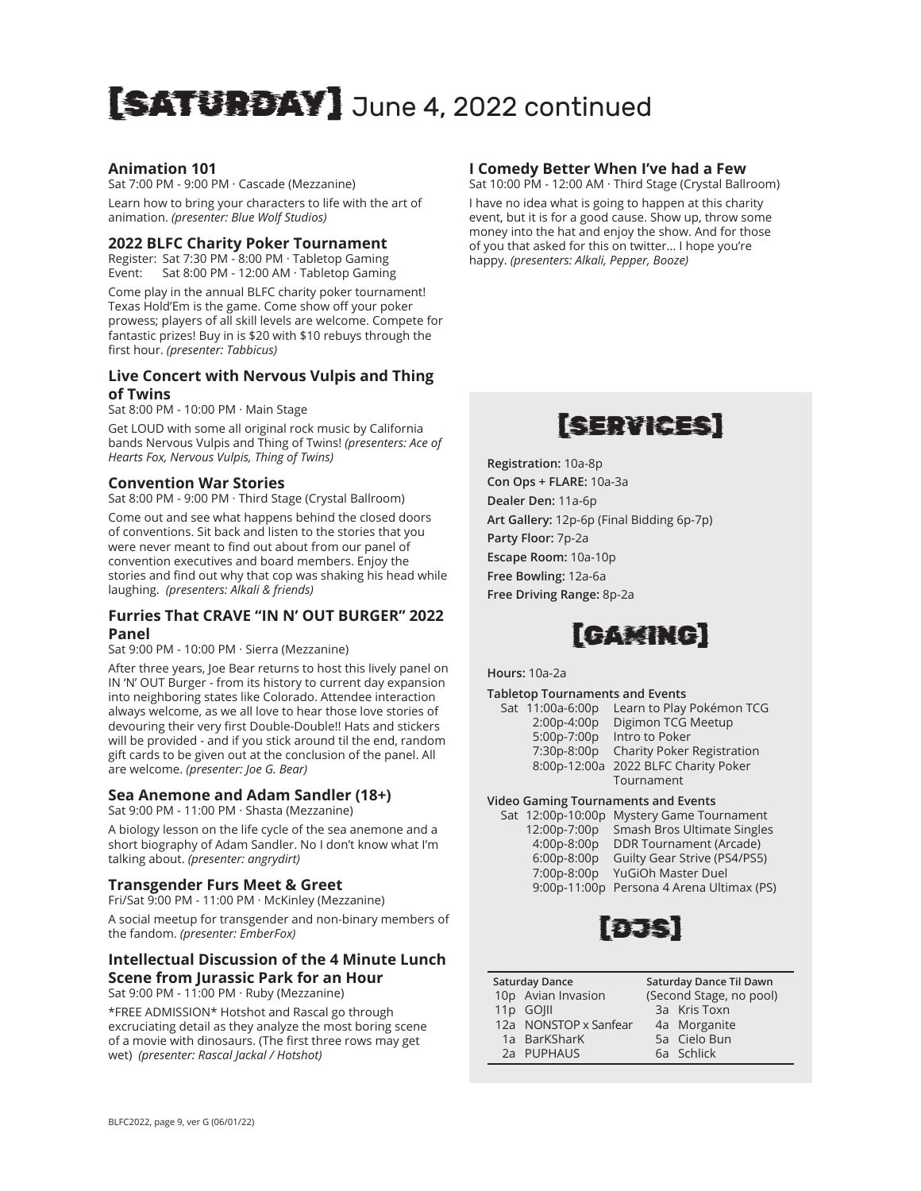# [SATURDAY] June 4, 2022 continued

### Animation 101

Sat 7:00 PM - 9:00 PM · Cascade (Mezzanine)

Learn how to bring your characters to life with the art of animation. *(presenter: Blue Wolf Studios)*

### 2022 BLFC Charity Poker Tournament

Register: Sat 7:30 PM - 8:00 PM · Tabletop Gaming
Event: Sat 8:00 PM - 12:00 AM · Tabletop Gaming

Come play in the annual BLFC charity poker tournament! Texas Hold'Em is the game. Come show off your poker prowess; players of all skill levels are welcome. Compete for fantastic prizes! Buy in is $20 with $10 rebuys through the first hour. *(presenter: Tabbicus)*

### Live Concert with Nervous Vulpis and Thing of Twins

Sat 8:00 PM - 10:00 PM · Main Stage

Get LOUD with some all original rock music by California bands Nervous Vulpis and Thing of Twins! *(presenters: Ace of Hearts Fox, Nervous Vulpis, Thing of Twins)*

### Convention War Stories

Sat 8:00 PM - 9:00 PM · Third Stage (Crystal Ballroom)

Come out and see what happens behind the closed doors of conventions. Sit back and listen to the stories that you were never meant to find out about from our panel of convention executives and board members. Enjoy the stories and find out why that cop was shaking his head while laughing. *(presenters: Alkali & friends)*

### Furries That CRAVE "IN N' OUT BURGER" 2022 Panel

Sat 9:00 PM - 10:00 PM · Sierra (Mezzanine)

After three years, Joe Bear returns to host this lively panel on IN 'N' OUT Burger - from its history to current day expansion into neighboring states like Colorado. Attendee interaction always welcome, as we all love to hear those love stories of devouring their very first Double-Double!! Hats and stickers will be provided - and if you stick around til the end, random gift cards to be given out at the conclusion of the panel. All are welcome. *(presenter: Joe G. Bear)*

### Sea Anemone and Adam Sandler (18+)

Sat 9:00 PM - 11:00 PM · Shasta (Mezzanine)

A biology lesson on the life cycle of the sea anemone and a short biography of Adam Sandler. No I don't know what I'm talking about. *(presenter: angrydirt)*

### Transgender Furs Meet & Greet

Fri/Sat 9:00 PM - 11:00 PM · McKinley (Mezzanine)

A social meetup for transgender and non-binary members of the fandom. *(presenter: EmberFox)*

### Intellectual Discussion of the 4 Minute Lunch Scene from Jurassic Park for an Hour

Sat 9:00 PM - 11:00 PM · Ruby (Mezzanine)

\*FREE ADMISSION\* Hotshot and Rascal go through excruciating detail as they analyze the most boring scene of a movie with dinosaurs. (The first three rows may get wet) *(presenter: Rascal Jackal / Hotshot)*

### I Comedy Better When I've had a Few

Sat 10:00 PM - 12:00 AM · Third Stage (Crystal Ballroom)

I have no idea what is going to happen at this charity event, but it is for a good cause. Show up, throw some money into the hat and enjoy the show. And for those of you that asked for this on twitter… I hope you're happy. *(presenters: Alkali, Pepper, Booze)*

## [SERVICES]

**Registration:** 10a-8p
**Con Ops + FLARE:** 10a-3a
**Dealer Den:** 11a-6p
**Art Gallery:** 12p-6p (Final Bidding 6p-7p)
**Party Floor:** 7p-2a
**Escape Room:** 10a-10p
**Free Bowling:** 12a-6a
**Free Driving Range:** 8p-2a

## [GAMING]

**Hours:** 10a-2a

**Tabletop Tournaments and Events**

| | Time | Event |
|---|---|---|
| Sat | 11:00a-6:00p | Learn to Play Pokémon TCG |
| | 2:00p-4:00p | Digimon TCG Meetup |
| | 5:00p-7:00p | Intro to Poker |
| | 7:30p-8:00p | Charity Poker Registration |
| | 8:00p-12:00a | 2022 BLFC Charity Poker Tournament |

**Video Gaming Tournaments and Events**

| | Time | Event |
|---|---|---|
| Sat | 12:00p-10:00p | Mystery Game Tournament |
| | 12:00p-7:00p | Smash Bros Ultimate Singles |
| | 4:00p-8:00p | DDR Tournament (Arcade) |
| | 6:00p-8:00p | Guilty Gear Strive (PS4/PS5) |
| | 7:00p-8:00p | YuGiOh Master Duel |
| | 9:00p-11:00p | Persona 4 Arena Ultimax (PS) |

## [DJS]

| Saturday Dance | Saturday Dance Til Dawn (Second Stage, no pool) |
|---|---|
| 10p Avian Invasion | 3a Kris Toxn |
| 11p GOJII | 4a Morganite |
| 12a NONSTOP x Sanfear | 5a Cielo Bun |
| 1a BarKSharK | 6a Schlick |
| 2a PUPHAUS | |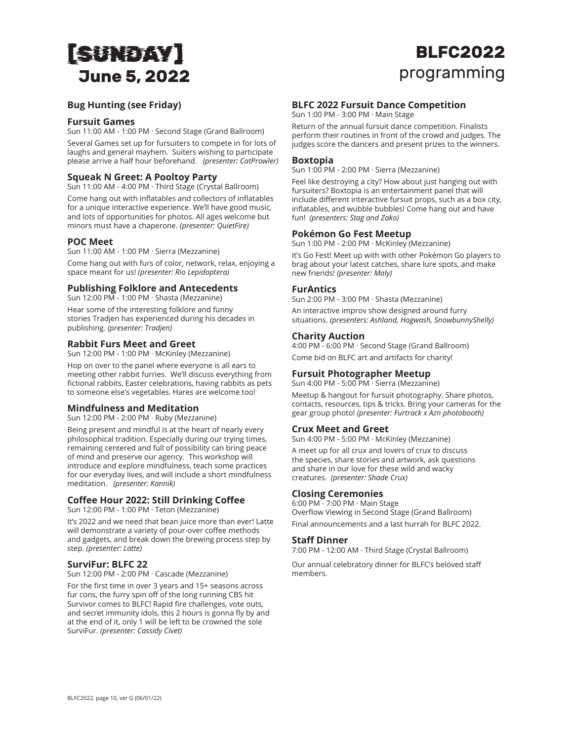# [SUNDAY] June 5, 2022

# BLFC2022 programming

### Bug Hunting (see Friday)

### Fursuit Games

Sun 11:00 AM - 1:00 PM · Second Stage (Grand Ballroom)

Several Games set up for fursuiters to compete in for lots of laughs and general mayhem. Suiters wishing to participate please arrive a half hour beforehand. *(presenter: CatProwler)*

### Squeak N Greet: A Pooltoy Party

Sun 11:00 AM - 4:00 PM · Third Stage (Crystal Ballroom)

Come hang out with inflatables and collectors of inflatables for a unique interactive experience. We'll have good music, and lots of opportunities for photos. All ages welcome but minors must have a chaperone. *(presenter: QuietFire)*

### POC Meet

Sun 11:00 AM - 1:00 PM · Sierra (Mezzanine)

Come hang out with furs of color, network, relax, enjoying a space meant for us! *(presenter: Rio Lepidoptera)*

### Publishing Folklore and Antecedents

Sun 12:00 PM - 1:00 PM · Shasta (Mezzanine)

Hear some of the interesting folklore and funny stories Tradjen has experienced during his decades in publishing. *(presenter: Tradjen)*

### Rabbit Furs Meet and Greet

Sun 12:00 PM - 1:00 PM · McKinley (Mezzanine)

Hop on over to the panel where everyone is all ears to meeting other rabbit furries. We'll discuss everything from fictional rabbits, Easter celebrations, having rabbits as pets to someone else's vegetables. Hares are welcome too!

### Mindfulness and Meditation

Sun 12:00 PM - 2:00 PM · Ruby (Mezzanine)

Being present and mindful is at the heart of nearly every philosophical tradition. Especially during our trying times, remaining centered and full of possibility can bring peace of mind and preserve our agency. This workshop will introduce and explore mindfulness, teach some practices for our everyday lives, and will include a short mindfulness meditation. *(presenter: Kannik)*

### Coffee Hour 2022: Still Drinking Coffee

Sun 12:00 PM - 1:00 PM · Teton (Mezzanine)

It's 2022 and we need that bean juice more than ever! Latte will demonstrate a variety of pour-over coffee methods and gadgets, and break down the brewing process step by step. *(presenter: Latte)*

### SurviFur: BLFC 22

Sun 12:00 PM - 2:00 PM · Cascade (Mezzanine)

For the first time in over 3 years and 15+ seasons across fur cons, the furry spin off of the long running CBS hit Survivor comes to BLFC! Rapid fire challenges, vote outs, and secret immunity idols, this 2 hours is gonna fly by and at the end of it, only 1 will be left to be crowned the sole SurviFur. *(presenter: Cassidy Civet)*

### BLFC 2022 Fursuit Dance Competition

Sun 1:00 PM - 3:00 PM · Main Stage

Return of the annual fursuit dance competition. Finalists perform their routines in front of the crowd and judges. The judges score the dancers and present prizes to the winners.

### Boxtopia

Sun 1:00 PM - 2:00 PM · Sierra (Mezzanine)

Feel like destroying a city? How about just hanging out with fursuiters? Boxtopia is an entertainment panel that will include different interactive fursuit props, such as a box city, inflatables, and wubble bubbles! Come hang out and have fun! *(presenters: Stag and Zako)*

### Pokémon Go Fest Meetup

Sun 1:00 PM - 2:00 PM · McKinley (Mezzanine)

It's Go Fest! Meet up with with other Pokémon Go players to brag about your latest catches, share lure spots, and make new friends! *(presenter: Maly)*

### FurAntics

Sun 2:00 PM - 3:00 PM · Shasta (Mezzanine)

An interactive improv show designed around furry situations. *(presenters: Ashland, Hogwash, SnowbunnyShelly)*

### Charity Auction

4:00 PM - 6:00 PM · Second Stage (Grand Ballroom)

Come bid on BLFC art and artifacts for charity!

### Fursuit Photographer Meetup

Sun 4:00 PM - 5:00 PM · Sierra (Mezzanine)

Meetup & hangout for fursuit photography. Share photos, contacts, resources, tips & tricks. Bring your cameras for the gear group photo! *(presenter: Furtrack x Azn photobooth)*

### Crux Meet and Greet

Sun 4:00 PM - 5:00 PM · McKinley (Mezzanine)

A meet up for all crux and lovers of crux to discuss the species, share stories and artwork, ask questions and share in our love for these wild and wacky creatures. *(presenter: Shade Crux)*

### Closing Ceremonies

6:00 PM - 7:00 PM · Main Stage
Overflow Viewing in Second Stage (Grand Ballroom)

Final announcements and a last hurrah for BLFC 2022.

### Staff Dinner

7:00 PM - 12:00 AM · Third Stage (Crystal Ballroom)

Our annual celebratory dinner for BLFC's beloved staff members.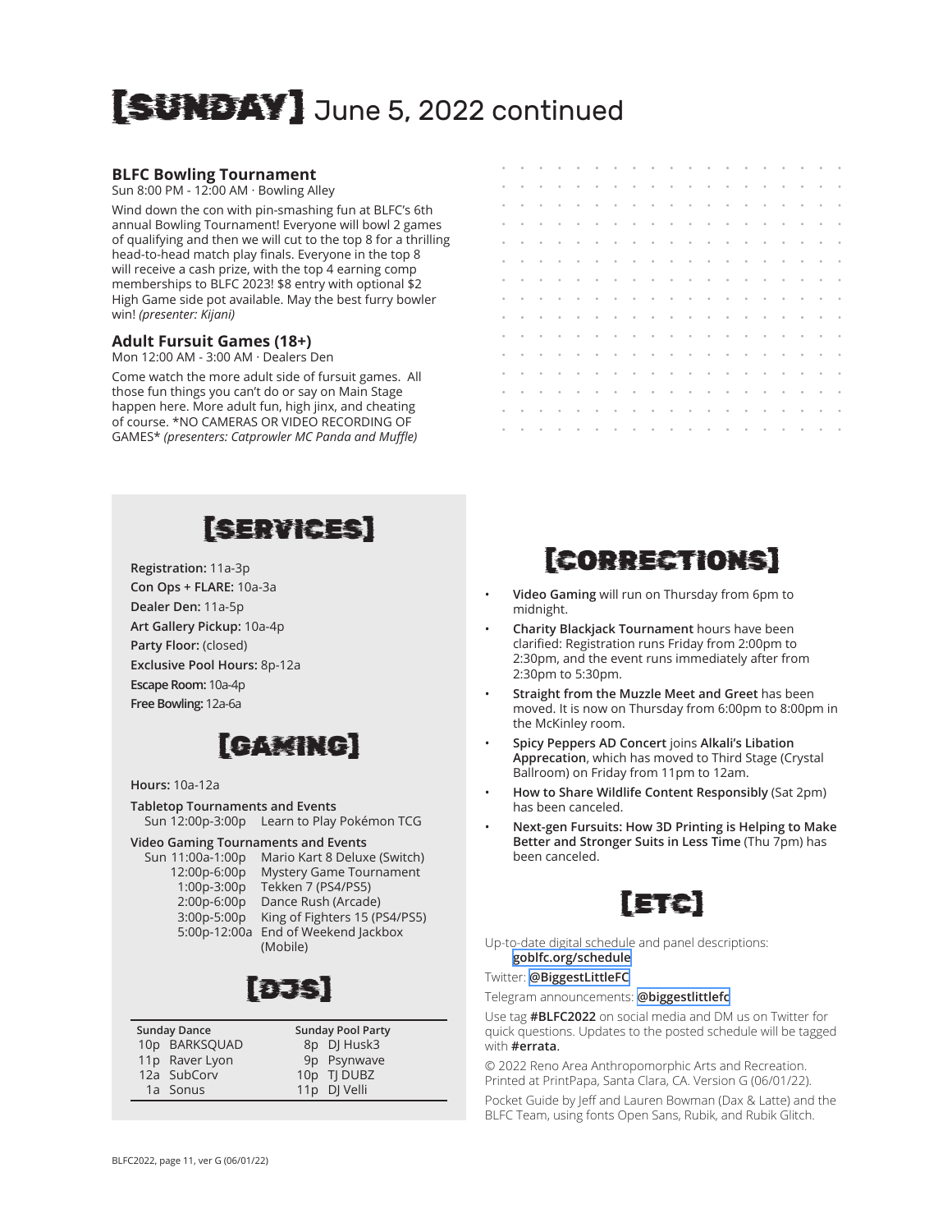# [SUNDAY] June 5, 2022 continued

### BLFC Bowling Tournament

Sun 8:00 PM - 12:00 AM · Bowling Alley

Wind down the con with pin-smashing fun at BLFC's 6th annual Bowling Tournament! Everyone will bowl 2 games of qualifying and then we will cut to the top 8 for a thrilling head-to-head match play finals. Everyone in the top 8 will receive a cash prize, with the top 4 earning comp memberships to BLFC 2023! $8 entry with optional $2 High Game side pot available. May the best furry bowler win! *(presenter: Kijani)*

### Adult Fursuit Games (18+)

Mon 12:00 AM - 3:00 AM · Dealers Den

Come watch the more adult side of fursuit games. All those fun things you can't do or say on Main Stage happen here. More adult fun, high jinx, and cheating of course. *NO CAMERAS OR VIDEO RECORDING OF GAMES* *(presenters: Catprowler MC Panda and Muffle)*

## [SERVICES]

**Registration:** 11a-3p
**Con Ops + FLARE:** 10a-3a
**Dealer Den:** 11a-5p
**Art Gallery Pickup:** 10a-4p
**Party Floor:** (closed)
**Exclusive Pool Hours:** 8p-12a
**Escape Room:** 10a-4p
**Free Bowling:** 12a-6a

## [GAMING]

**Hours:** 10a-12a

**Tabletop Tournaments and Events**

| | |
|---|---|
| Sun 12:00p-3:00p | Learn to Play Pokémon TCG |

**Video Gaming Tournaments and Events**

| | |
|---|---|
| Sun 11:00a-1:00p | Mario Kart 8 Deluxe (Switch) |
| 12:00p-6:00p | Mystery Game Tournament |
| 1:00p-3:00p | Tekken 7 (PS4/PS5) |
| 2:00p-6:00p | Dance Rush (Arcade) |
| 3:00p-5:00p | King of Fighters 15 (PS4/PS5) |
| 5:00p-12:00a | End of Weekend Jackbox (Mobile) |

## [DJS]

| Sunday Dance | | Sunday Pool Party | |
|---|---|---|---|
| 10p | BARKSQUAD | 8p | DJ Husk3 |
| 11p | Raver Lyon | 9p | Psynwave |
| 12a | SubCorv | 10p | TJ DUBZ |
| 1a | Sonus | 11p | DJ Velli |

## [CORRECTIONS]

- **Video Gaming** will run on Thursday from 6pm to midnight.
- **Charity Blackjack Tournament** hours have been clarified: Registration runs Friday from 2:00pm to 2:30pm, and the event runs immediately after from 2:30pm to 5:30pm.
- **Straight from the Muzzle Meet and Greet** has been moved. It is now on Thursday from 6:00pm to 8:00pm in the McKinley room.
- **Spicy Peppers AD Concert** joins **Alkali's Libation Apprecation**, which has moved to Third Stage (Crystal Ballroom) on Friday from 11pm to 12am.
- **How to Share Wildlife Content Responsibly** (Sat 2pm) has been canceled.
- **Next-gen Fursuits: How 3D Printing is Helping to Make Better and Stronger Suits in Less Time** (Thu 7pm) has been canceled.

## [ETC]

Up-to-date digital schedule and panel descriptions: **goblfc.org/schedule**

Twitter: **@BiggestLittleFC**

Telegram announcements: **@biggestlittlefc**

Use tag **#BLFC2022** on social media and DM us on Twitter for quick questions. Updates to the posted schedule will be tagged with **#errata**.

© 2022 Reno Area Anthropomorphic Arts and Recreation. Printed at PrintPapa, Santa Clara, CA. Version G (06/01/22).

Pocket Guide by Jeff and Lauren Bowman (Dax & Latte) and the BLFC Team, using fonts Open Sans, Rubik, and Rubik Glitch.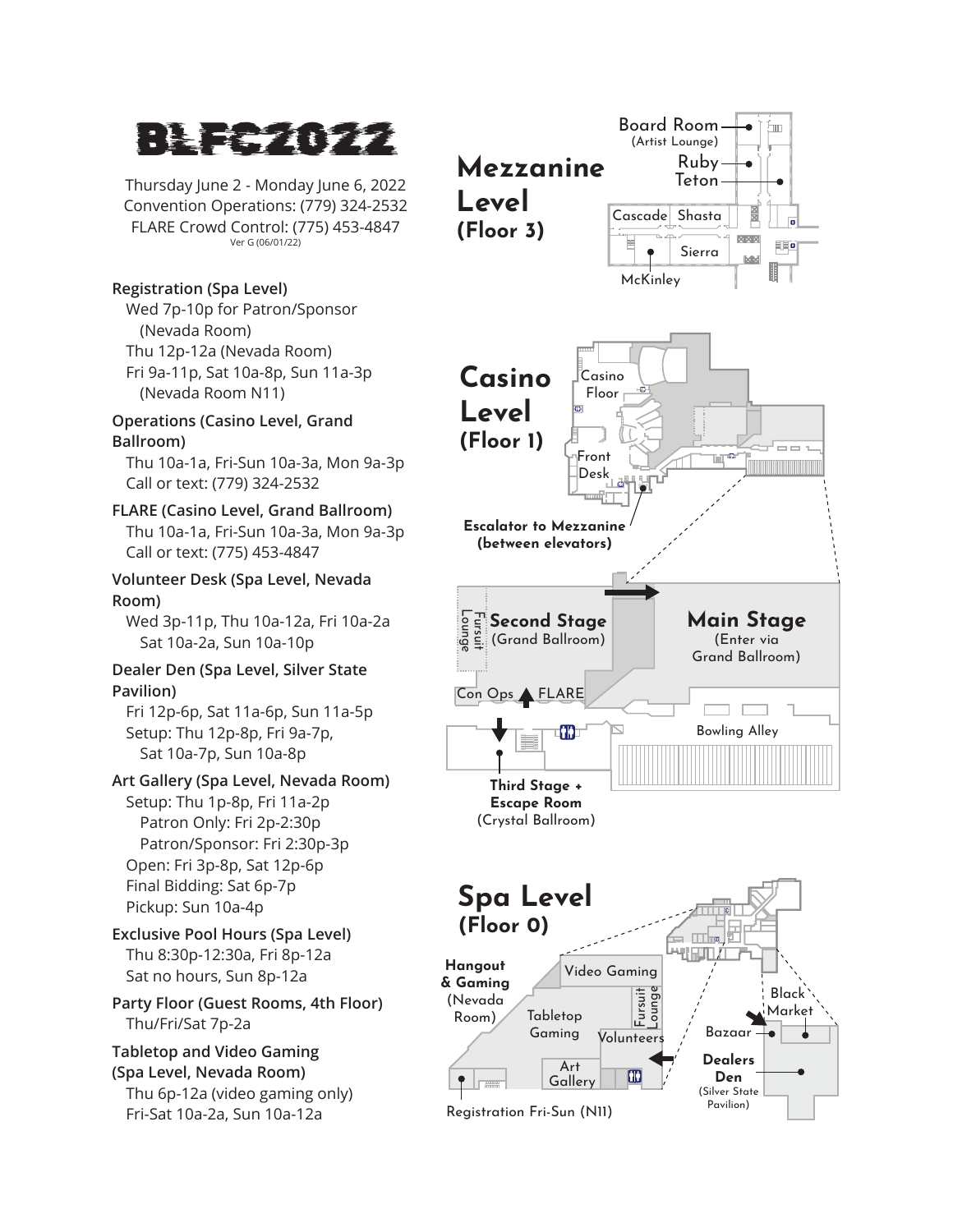# BLFC2022

Thursday June 2 - Monday June 6, 2022
Convention Operations: (779) 324-2532
FLARE Crowd Control: (775) 453-4847
Ver G (06/01/22)

**Registration (Spa Level)**
Wed 7p-10p for Patron/Sponsor (Nevada Room)
Thu 12p-12a (Nevada Room)
Fri 9a-11p, Sat 10a-8p, Sun 11a-3p (Nevada Room N11)

**Operations (Casino Level, Grand Ballroom)**
Thu 10a-1a, Fri-Sun 10a-3a, Mon 9a-3p
Call or text: (779) 324-2532

**FLARE (Casino Level, Grand Ballroom)**
Thu 10a-1a, Fri-Sun 10a-3a, Mon 9a-3p
Call or text: (775) 453-4847

**Volunteer Desk (Spa Level, Nevada Room)**
Wed 3p-11p, Thu 10a-12a, Fri 10a-2a
Sat 10a-2a, Sun 10a-10p

**Dealer Den (Spa Level, Silver State Pavilion)**
Fri 12p-6p, Sat 11a-6p, Sun 11a-5p
Setup: Thu 12p-8p, Fri 9a-7p, Sat 10a-7p, Sun 10a-8p

**Art Gallery (Spa Level, Nevada Room)**
Setup: Thu 1p-8p, Fri 11a-2p
Patron Only: Fri 2p-2:30p
Patron/Sponsor: Fri 2:30p-3p
Open: Fri 3p-8p, Sat 12p-6p
Final Bidding: Sat 6p-7p
Pickup: Sun 10a-4p

**Exclusive Pool Hours (Spa Level)**
Thu 8:30p-12:30a, Fri 8p-12a
Sat no hours, Sun 8p-12a

**Party Floor (Guest Rooms, 4th Floor)**
Thu/Fri/Sat 7p-2a

**Tabletop and Video Gaming (Spa Level, Nevada Room)**
Thu 6p-12a (video gaming only)
Fri-Sat 10a-2a, Sun 10a-12a

## Mezzanine Level (Floor 3)

Board Room (Artist Lounge)
Ruby
Teton
Cascade
Shasta
Sierra
McKinley

## Casino Level (Floor 1)

Casino Floor
Front Desk
Escalator to Mezzanine (between elevators)
Fursuit Lounge
Second Stage (Grand Ballroom)
Main Stage (Enter via Grand Ballroom)
Con Ops
FLARE
Bowling Alley
Third Stage + Escape Room (Crystal Ballroom)

## Spa Level (Floor 0)

Hangout & Gaming (Nevada Room)
Video Gaming
Tabletop Gaming
Fursuit Lounge
Volunteers
Art Gallery
Registration Fri-Sun (N11)
Black Market
Bazaar
Dealers Den (Silver State Pavilion)